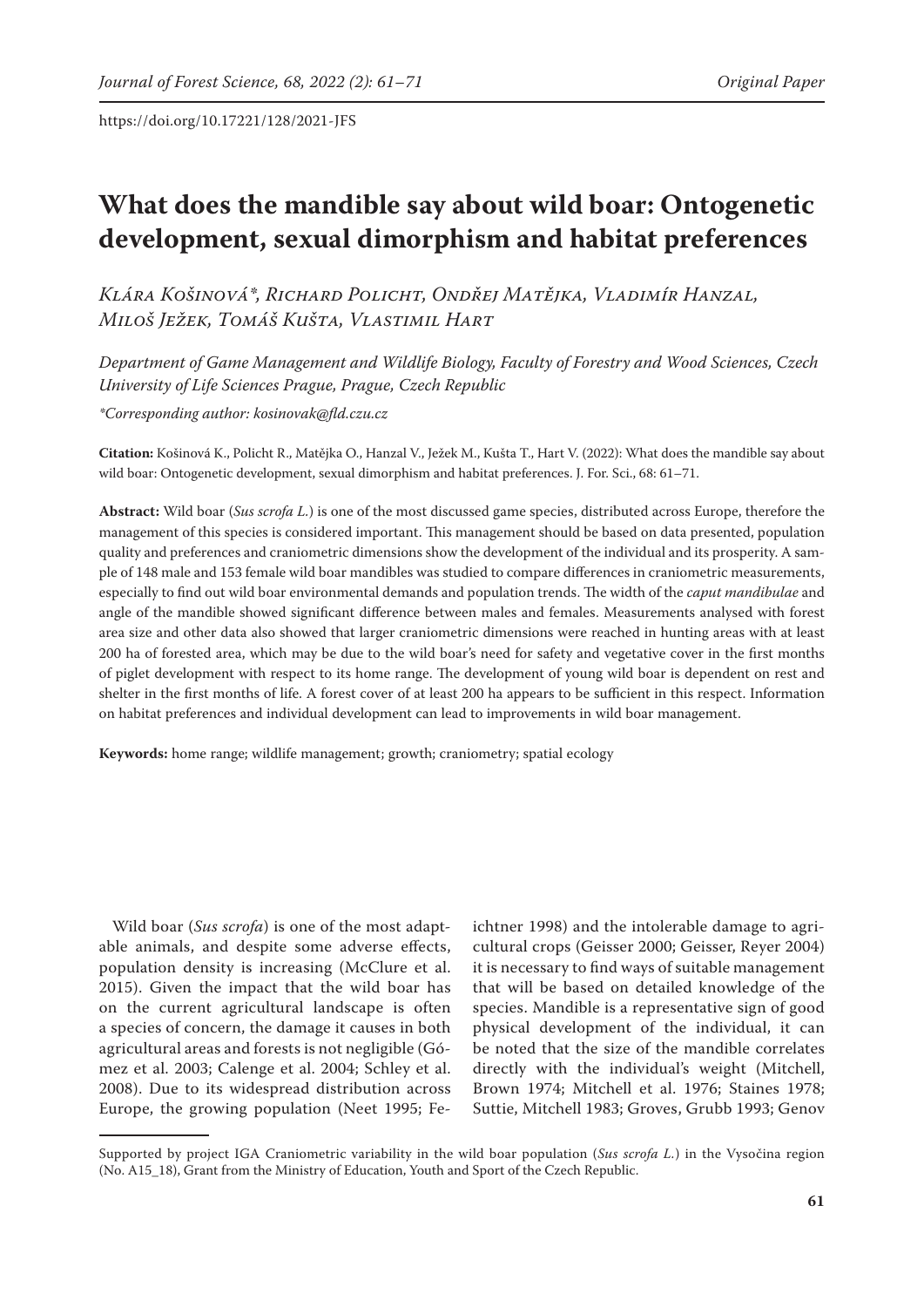https://doi.org/10.17221/128/2021-JFS

# What does the mandible say about wild boar: Ontogenetic development, sexual dimorphism and habitat preferences

*Klára Košinová\*, Richard Policht, Ondřej Matějka, Vladimír Hanzal, Miloš Ježek, Tomáš Kušta, Vlastimil Hart*

*Department of Game Management and Wildlife Biology, Faculty of Forestry and Wood Sciences, Czech University of Life Sciences Prague, Prague, Czech Republic*

*\*Corresponding author: kosinovak@fld.czu.cz*

**Citation:** Košinová K., Policht R., Matějka O., Hanzal V., Ježek M., Kušta T., Hart V. (2022): What does the mandible say about wild boar: Ontogenetic development, sexual dimorphism and habitat preferences. J. For. Sci., 68: 61–71.

**Abstract:** Wild boar (*Sus scrofa L.*) is one of the most discussed game species, distributed across Europe, therefore the management of this species is considered important. This management should be based on data presented, population quality and preferences and craniometric dimensions show the development of the individual and its prosperity. A sample of 148 male and 153 female wild boar mandibles was studied to compare differences in craniometric measurements, especially to find out wild boar environmental demands and population trends. The width of the *caput mandibulae* and angle of the mandible showed significant difference between males and females. Measurements analysed with forest area size and other data also showed that larger craniometric dimensions were reached in hunting areas with at least 200 ha of forested area, which may be due to the wild boar's need for safety and vegetative cover in the first months of piglet development with respect to its home range. The development of young wild boar is dependent on rest and shelter in the first months of life. A forest cover of at least 200 ha appears to be sufficient in this respect. Information on habitat preferences and individual development can lead to improvements in wild boar management.

**Keywords:** home range; wildlife management; growth; craniometry; spatial ecology

Wild boar (*Sus scrofa*) is one of the most adaptable animals, and despite some adverse effects, population density is increasing (McClure et al. 2015). Given the impact that the wild boar has on the current agricultural landscape is often a species of concern, the damage it causes in both agricultural areas and forests is not negligible (Gómez et al. 2003; Calenge et al. 2004; Schley et al. 2008). Due to its widespread distribution across Europe, the growing population (Neet 1995; Feichtner 1998) and the intolerable damage to agricultural crops (Geisser 2000; Geisser, Reyer 2004) it is necessary to find ways of suitable management that will be based on detailed knowledge of the species. Mandible is a representative sign of good physical development of the individual, it can be noted that the size of the mandible correlates directly with the individual's weight (Mitchell, Brown 1974; Mitchell et al. 1976; Staines 1978; Suttie, Mitchell 1983; Groves, Grubb 1993; Genov

Supported by project IGA Craniometric variability in the wild boar population (*Sus scrofa L.*) in the Vysočina region (No. A15_18), Grant from the Ministry of Education, Youth and Sport of the Czech Republic.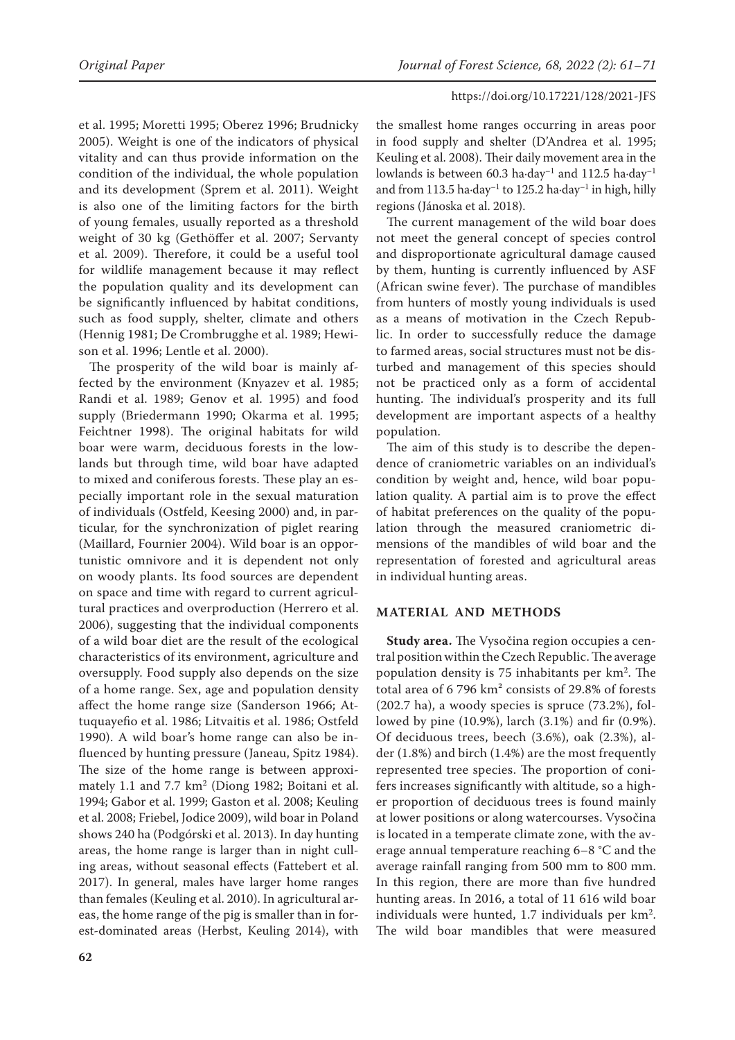et al. 1995; Moretti 1995; Oberez 1996; Brudnicky 2005). Weight is one of the indicators of physical vitality and can thus provide information on the condition of the individual, the whole population and its development (Sprem et al. 2011). Weight is also one of the limiting factors for the birth of young females, usually reported as a threshold weight of 30 kg (Gethöffer et al. 2007; Servanty et al. 2009). Therefore, it could be a useful tool for wildlife management because it may reflect the population quality and its development can be significantly influenced by habitat conditions, such as food supply, shelter, climate and others (Hennig 1981; De Crombrugghe et al. 1989; Hewison et al. 1996; Lentle et al. 2000).

The prosperity of the wild boar is mainly affected by the environment (Knyazev et al. 1985; Randi et al. 1989; Genov et al. 1995) and food supply (Briedermann 1990; Okarma et al. 1995; Feichtner 1998). The original habitats for wild boar were warm, deciduous forests in the lowlands but through time, wild boar have adapted to mixed and coniferous forests. These play an especially important role in the sexual maturation of individuals (Ostfeld, Keesing 2000) and, in particular, for the synchronization of piglet rearing (Maillard, Fournier 2004). Wild boar is an opportunistic omnivore and it is dependent not only on woody plants. Its food sources are dependent on space and time with regard to current agricultural practices and overproduction (Herrero et al. 2006), suggesting that the individual components of a wild boar diet are the result of the ecological characteristics of its environment, agriculture and oversupply. Food supply also depends on the size of a home range. Sex, age and population density affect the home range size (Sanderson 1966; Attuquayefio et al. 1986; Litvaitis et al. 1986; Ostfeld 1990). A wild boar's home range can also be influenced by hunting pressure (Janeau, Spitz 1984). The size of the home range is between approximately 1.1 and 7.7 km$^2$ (Diong 1982; Boitani et al. 1994; Gabor et al. 1999; Gaston et al. 2008; Keuling et al. 2008; Friebel, Jodice 2009), wild boar in Poland shows 240 ha (Podgórski et al. 2013). In day hunting areas, the home range is larger than in night culling areas, without seasonal effects (Fattebert et al. 2017). In general, males have larger home ranges than females (Keuling et al. 2010). In agricultural areas, the home range of the pig is smaller than in forest-dominated areas (Herbst, Keuling 2014), with the smallest home ranges occurring in areas poor in food supply and shelter (D'Andrea et al. 1995; Keuling et al. 2008). Their daily movement area in the lowlands is between 60.3 ha·day$^{-1}$ and 112.5 ha·day$^{-1}$ and from 113.5 ha·day$^{-1}$ to 125.2 ha·day$^{-1}$ in high, hilly regions (Jánoska et al. 2018).

The current management of the wild boar does not meet the general concept of species control and disproportionate agricultural damage caused by them, hunting is currently influenced by ASF (African swine fever). The purchase of mandibles from hunters of mostly young individuals is used as a means of motivation in the Czech Republic. In order to successfully reduce the damage to farmed areas, social structures must not be disturbed and management of this species should not be practiced only as a form of accidental hunting. The individual's prosperity and its full development are important aspects of a healthy population.

The aim of this study is to describe the dependence of craniometric variables on an individual's condition by weight and, hence, wild boar population quality. A partial aim is to prove the effect of habitat preferences on the quality of the population through the measured craniometric dimensions of the mandibles of wild boar and the representation of forested and agricultural areas in individual hunting areas.

## MATERIAL AND METHODS

**Study area.** The Vysočina region occupies a central position within the Czech Republic. The average population density is 75 inhabitants per km$^2$. The total area of 6 796 km$^2$ consists of 29.8% of forests (202.7 ha), a woody species is spruce (73.2%), followed by pine (10.9%), larch (3.1%) and fir (0.9%). Of deciduous trees, beech (3.6%), oak (2.3%), alder (1.8%) and birch (1.4%) are the most frequently represented tree species. The proportion of conifers increases significantly with altitude, so a higher proportion of deciduous trees is found mainly at lower positions or along watercourses. Vysočina is located in a temperate climate zone, with the average annual temperature reaching 6–8 °C and the average rainfall ranging from 500 mm to 800 mm. In this region, there are more than five hundred hunting areas. In 2016, a total of 11 616 wild boar individuals were hunted, 1.7 individuals per km$^2$. The wild boar mandibles that were measured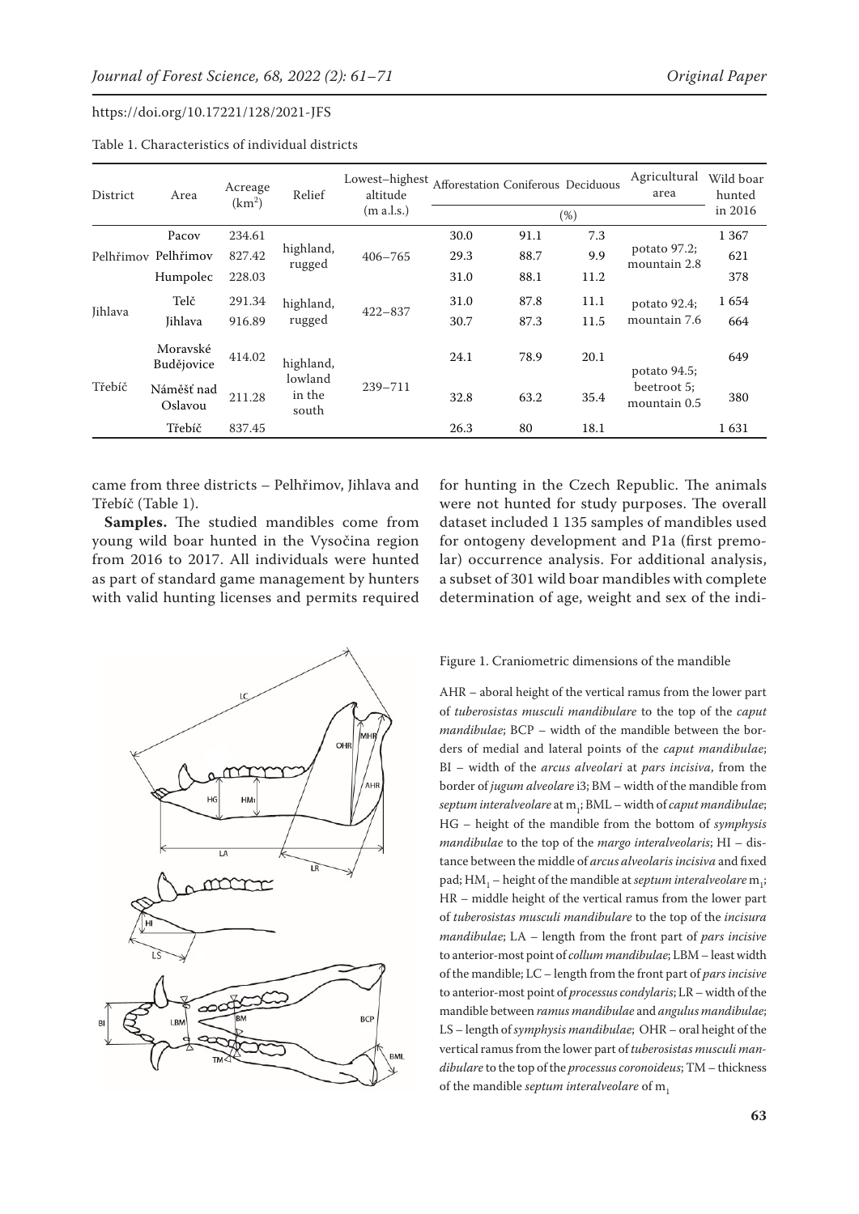Table 1. Characteristics of individual districts

| District | Area | Acreage ($km^2$) | Relief | Lowest–highest altitude (m a.l.s.) | Afforestation (%) | Coniferous (%) | Deciduous (%) | Agricultural area (%) | Wild boar hunted in 2016 |
|---|---|---|---|---|---|---|---|---|---|
| Pelhřimov | Pacov | 234.61 | highland, rugged | 406–765 | 30.0 | 91.1 | 7.3 | potato 97.2; mountain 2.8 | 1 367 |
| | Pelhřimov | 827.42 | | | 29.3 | 88.7 | 9.9 | | 621 |
| | Humpolec | 228.03 | | | 31.0 | 88.1 | 11.2 | | 378 |
| Jihlava | Telč | 291.34 | highland, rugged | 422–837 | 31.0 | 87.8 | 11.1 | potato 92.4; mountain 7.6 | 1 654 |
| | Jihlava | 916.89 | | | 30.7 | 87.3 | 11.5 | | 664 |
| Třebíč | Moravské Budějovice | 414.02 | highland, lowland in the south | 239–711 | 24.1 | 78.9 | 20.1 | potato 94.5; beetroot 5; mountain 0.5 | 649 |
| | Náměšť nad Oslavou | 211.28 | | | 32.8 | 63.2 | 35.4 | | 380 |
| | Třebíč | 837.45 | | | 26.3 | 80 | 18.1 | | 1 631 |

came from three districts – Pelhřimov, Jihlava and Třebíč (Table 1).

**Samples.** The studied mandibles come from young wild boar hunted in the Vysočina region from 2016 to 2017. All individuals were hunted as part of standard game management by hunters with valid hunting licenses and permits required for hunting in the Czech Republic. The animals were not hunted for study purposes. The overall dataset included 1 135 samples of mandibles used for ontogeny development and P1a (first premolar) occurrence analysis. For additional analysis, a subset of 301 wild boar mandibles with complete determination of age, weight and sex of the indi-

Figure 1. Craniometric dimensions of the mandible

AHR – aboral height of the vertical ramus from the lower part of *tuberosistas musculi mandibulare* to the top of the *caput mandibulae*; BCP – width of the mandible between the borders of medial and lateral points of the *caput mandibulae*; BI – width of the *arcus alveolari* at *pars incisiva*, from the border of *jugum alveolare* i3; BM – width of the mandible from *septum interalveolare* at $m_1$; BML – width of *caput mandibulae*; HG – height of the mandible from the bottom of *symphysis mandibulae* to the top of the *margo interalveolaris*; HI – distance between the middle of *arcus alveolaris incisiva* and fixed pad; $HM_1$ – height of the mandible at *septum interalveolare* $m_1$; HR – middle height of the vertical ramus from the lower part of *tuberosistas musculi mandibulare* to the top of the *incisura mandibulae*; LA – length from the front part of *pars incisive* to anterior-most point of *collum mandibulae*; LBM – least width of the mandible; LC – length from the front part of *pars incisive* to anterior-most point of *processus condylaris*; LR – width of the mandible between *ramus mandibulae* and *angulus mandibulae*; LS – length of *symphysis mandibulae*; OHR – oral height of the vertical ramus from the lower part of *tuberosistas musculi mandibulare* to the top of the *processus coronoideus*; TM – thickness of the mandible *septum interalveolare* of $m_1$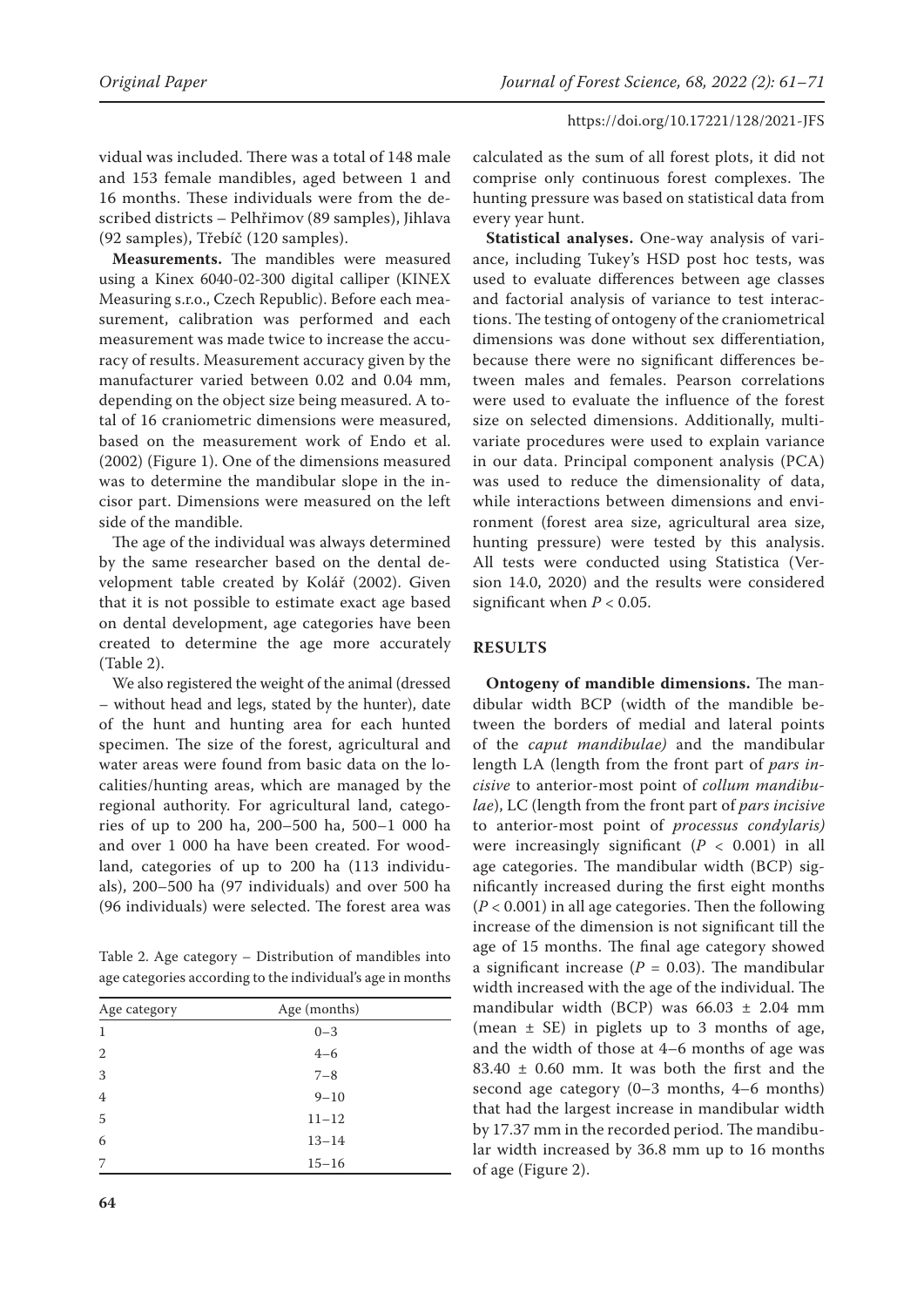vidual was included. There was a total of 148 male and 153 female mandibles, aged between 1 and 16 months. These individuals were from the described districts – Pelhřimov (89 samples), Jihlava (92 samples), Třebíč (120 samples).

**Measurements.** The mandibles were measured using a Kinex 6040-02-300 digital calliper (KINEX Measuring s.r.o., Czech Republic). Before each measurement, calibration was performed and each measurement was made twice to increase the accuracy of results. Measurement accuracy given by the manufacturer varied between 0.02 and 0.04 mm, depending on the object size being measured. A total of 16 craniometric dimensions were measured, based on the measurement work of Endo et al. (2002) (Figure 1). One of the dimensions measured was to determine the mandibular slope in the incisor part. Dimensions were measured on the left side of the mandible.

The age of the individual was always determined by the same researcher based on the dental development table created by Kolář (2002). Given that it is not possible to estimate exact age based on dental development, age categories have been created to determine the age more accurately (Table 2).

We also registered the weight of the animal (dressed – without head and legs, stated by the hunter), date of the hunt and hunting area for each hunted specimen. The size of the forest, agricultural and water areas were found from basic data on the localities/hunting areas, which are managed by the regional authority. For agricultural land, categories of up to 200 ha, 200–500 ha, 500–1 000 ha and over 1 000 ha have been created. For woodland, categories of up to 200 ha (113 individuals), 200–500 ha (97 individuals) and over 500 ha (96 individuals) were selected. The forest area was

Table 2. Age category – Distribution of mandibles into age categories according to the individual's age in months

| Age category | Age (months) |
|---|---|
| 1 | 0–3 |
| 2 | 4–6 |
| 3 | 7–8 |
| 4 | 9–10 |
| 5 | 11–12 |
| 6 | 13–14 |
| 7 | 15–16 |

calculated as the sum of all forest plots, it did not comprise only continuous forest complexes. The hunting pressure was based on statistical data from every year hunt.

**Statistical analyses.** One-way analysis of variance, including Tukey's HSD post hoc tests, was used to evaluate differences between age classes and factorial analysis of variance to test interactions. The testing of ontogeny of the craniometrical dimensions was done without sex differentiation, because there were no significant differences between males and females. Pearson correlations were used to evaluate the influence of the forest size on selected dimensions. Additionally, multivariate procedures were used to explain variance in our data. Principal component analysis (PCA) was used to reduce the dimensionality of data, while interactions between dimensions and environment (forest area size, agricultural area size, hunting pressure) were tested by this analysis. All tests were conducted using Statistica (Version 14.0, 2020) and the results were considered significant when $P < 0.05$.

## RESULTS

**Ontogeny of mandible dimensions.** The mandibular width BCP (width of the mandible between the borders of medial and lateral points of the *caput mandibulae*) and the mandibular length LA (length from the front part of *pars incisive* to anterior-most point of *collum mandibulae*), LC (length from the front part of *pars incisive* to anterior-most point of *processus condylaris)* were increasingly significant ($P < 0.001$) in all age categories. The mandibular width (BCP) significantly increased during the first eight months ($P < 0.001$) in all age categories. Then the following increase of the dimension is not significant till the age of 15 months. The final age category showed a significant increase ($P = 0.03$). The mandibular width increased with the age of the individual. The mandibular width (BCP) was $66.03 \pm 2.04$ mm (mean ± SE) in piglets up to 3 months of age, and the width of those at 4–6 months of age was $83.40 \pm 0.60$ mm. It was both the first and the second age category (0–3 months, 4–6 months) that had the largest increase in mandibular width by 17.37 mm in the recorded period. The mandibular width increased by 36.8 mm up to 16 months of age (Figure 2).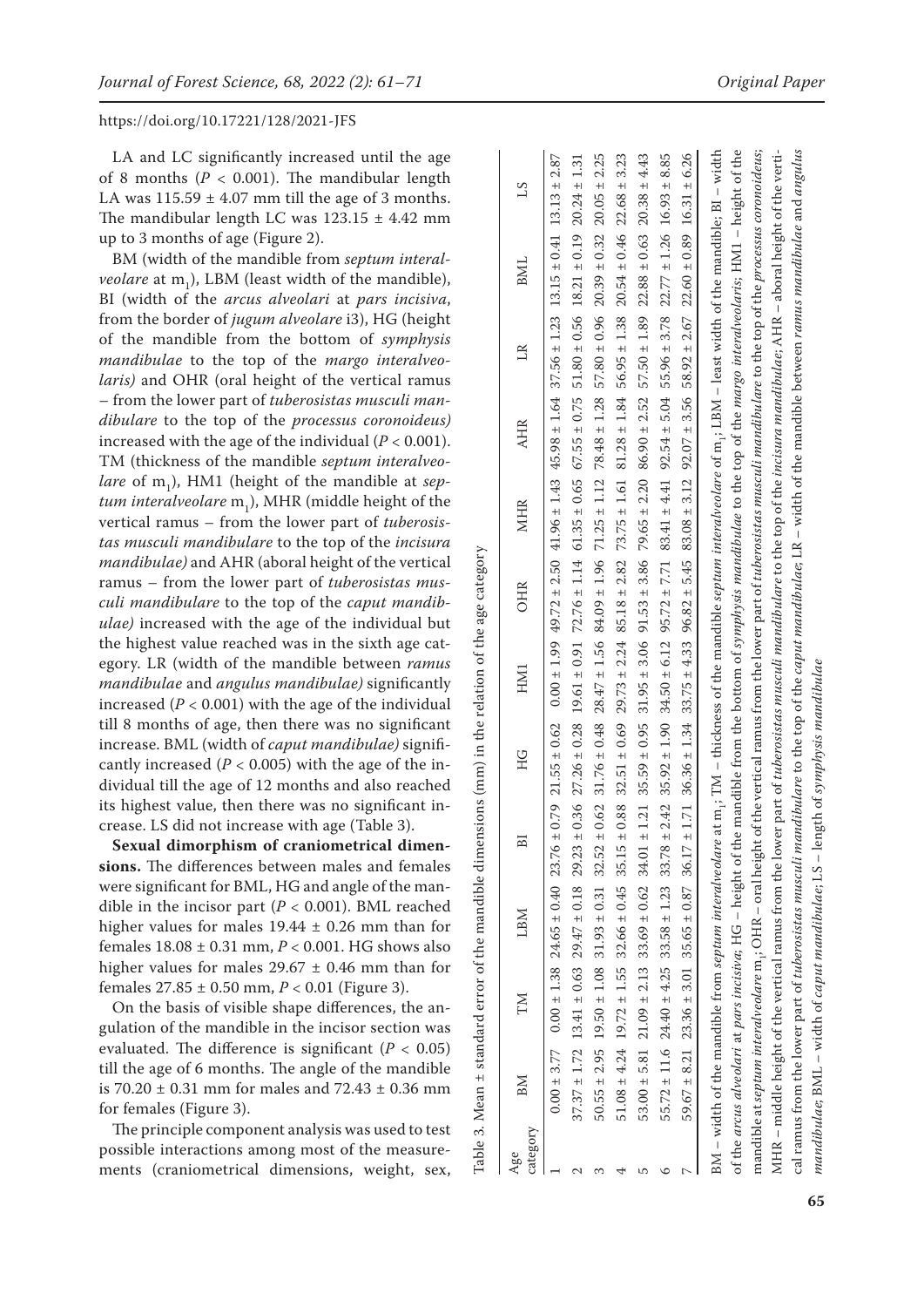LA and LC significantly increased until the age of 8 months ($P < 0.001$). The mandibular length LA was 115.59 ± 4.07 mm till the age of 3 months. The mandibular length LC was 123.15 ± 4.42 mm up to 3 months of age (Figure 2).

BM (width of the mandible from *septum interalveolare* at $m_1$), LBM (least width of the mandible), BI (width of the *arcus alveolari* at *pars incisiva*, from the border of *jugum alveolare* i3), HG (height of the mandible from the bottom of *symphysis mandibulae* to the top of the *margo interalveolaris)* and OHR (oral height of the vertical ramus – from the lower part of *tuberosistas musculi mandibulare* to the top of the *processus coronoideus)* increased with the age of the individual ($P < 0.001$). TM (thickness of the mandible *septum interalveolare* of $m_1$), HM1 (height of the mandible at *septum interalveolare* $m_1$), MHR (middle height of the vertical ramus – from the lower part of *tuberosistas musculi mandibulare* to the top of the *incisura mandibulae)* and AHR (aboral height of the vertical ramus – from the lower part of *tuberosistas musculi mandibulare* to the top of the *caput mandibulae)* increased with the age of the individual but the highest value reached was in the sixth age category. LR (width of the mandible between *ramus mandibulae* and *angulus mandibulae)* significantly increased ($P < 0.001$) with the age of the individual till 8 months of age, then there was no significant increase. BML (width of *caput mandibulae)* significantly increased ($P < 0.005$) with the age of the individual till the age of 12 months and also reached its highest value, then there was no significant increase. LS did not increase with age (Table 3).

**Sexual dimorphism of craniometrical dimensions.** The differences between males and females were significant for BML, HG and angle of the mandible in the incisor part ($P < 0.001$). BML reached higher values for males 19.44 ± 0.26 mm than for females 18.08 ± 0.31 mm, $P < 0.001$. HG shows also higher values for males 29.67 ± 0.46 mm than for females 27.85 ± 0.50 mm, $P < 0.01$ (Figure 3).

On the basis of visible shape differences, the angulation of the mandible in the incisor section was evaluated. The difference is significant ($P < 0.05$) till the age of 6 months. The angle of the mandible is 70.20 ± 0.31 mm for males and 72.43 ± 0.36 mm for females (Figure 3).

The principle component analysis was used to test possible interactions among most of the measurements (craniometrical dimensions, weight, sex,

Table 3. Mean ± standard error of the mandible dimensions (mm) in the relation of the age category

| Age category | BM | TM | LBM | BI | HG | HM1 | OHR | MHR | AHR | LR | BML | LS |
|---|---|---|---|---|---|---|---|---|---|---|---|---|
| 1 | 0.00 ± 3.77 | 0.00 ± 1.38 | 24.65 ± 0.40 | 23.76 ± 0.79 | 21.55 ± 0.62 | 0.00 ± 1.99 | 49.72 ± 2.50 | 41.96 ± 1.43 | 45.98 ± 1.64 | 37.56 ± 1.23 | 13.15 ± 0.41 | 13.13 ± 2.87 |
| 2 | 37.37 ± 1.72 | 13.41 ± 0.63 | 29.47 ± 0.18 | 29.23 ± 0.36 | 27.26 ± 0.28 | 19.61 ± 0.91 | 72.76 ± 1.14 | 61.35 ± 0.65 | 67.55 ± 0.75 | 51.80 ± 0.56 | 18.21 ± 0.19 | 20.24 ± 1.31 |
| 3 | 50.55 ± 2.95 | 19.50 ± 1.08 | 31.93 ± 0.31 | 32.52 ± 0.62 | 31.76 ± 0.48 | 28.47 ± 1.56 | 84.09 ± 1.96 | 71.25 ± 1.12 | 78.48 ± 1.28 | 57.80 ± 0.96 | 20.39 ± 0.32 | 20.05 ± 2.25 |
| 4 | 51.08 ± 4.24 | 19.72 ± 1.55 | 32.66 ± 0.45 | 35.15 ± 0.88 | 32.51 ± 0.69 | 29.73 ± 2.24 | 85.18 ± 2.82 | 73.75 ± 1.61 | 81.28 ± 1.84 | 56.95 ± 1.38 | 20.54 ± 0.46 | 22.68 ± 3.23 |
| 5 | 53.00 ± 5.81 | 21.09 ± 2.13 | 33.69 ± 0.62 | 34.01 ± 1.21 | 35.59 ± 0.95 | 31.95 ± 3.06 | 91.53 ± 3.86 | 79.65 ± 2.20 | 86.90 ± 2.52 | 57.50 ± 1.89 | 22.88 ± 0.63 | 20.38 ± 4.43 |
| 6 | 55.72 ± 11.6 | 24.40 ± 4.25 | 33.58 ± 1.23 | 33.78 ± 2.42 | 35.92 ± 1.90 | 34.50 ± 6.12 | 95.72 ± 7.71 | 83.41 ± 4.41 | 92.54 ± 5.04 | 55.96 ± 3.78 | 22.77 ± 1.26 | 16.93 ± 8.85 |
| 7 | 59.67 ± 8.21 | 23.36 ± 3.01 | 35.65 ± 0.87 | 36.17 ± 1.71 | 36.36 ± 1.34 | 33.75 ± 4.33 | 96.82 ± 5.45 | 83.08 ± 3.12 | 92.07 ± 3.56 | 58.92 ± 2.67 | 22.60 ± 0.89 | 16.31 ± 6.26 |

BM – width of the mandible from *septum interalveolare* at $m_1$; TM – thickness of the mandible *septum interalveolare* of $m_1$; LBM – least width of the mandible; BI – width of the *arcus alveolari* at *pars incisiva*; HG – height of the mandible from the bottom of *symphysis mandibulae* to the top of the *margo interalveolaris*; HM1 – height of the mandible at *septum interalveolare* $m_1$; OHR – oral height of the vertical ramus from the lower part of *tuberosistas musculi mandibulare* to the top of the *processus coronoideus*; MHR – middle height of the vertical ramus from the lower part of *tuberosistas musculi mandibulare* to the top of the *incisura mandibulae*; AHR – aboral height of the vertical ramus from the lower part of *tuberosistas musculi mandibulare* to the top of the *caput mandibulae*; LR – width of the mandible between *ramus mandibulae* and *angulus mandibulae*; BML – width of *caput mandibulae*; LS – length of *symphysis mandibulae*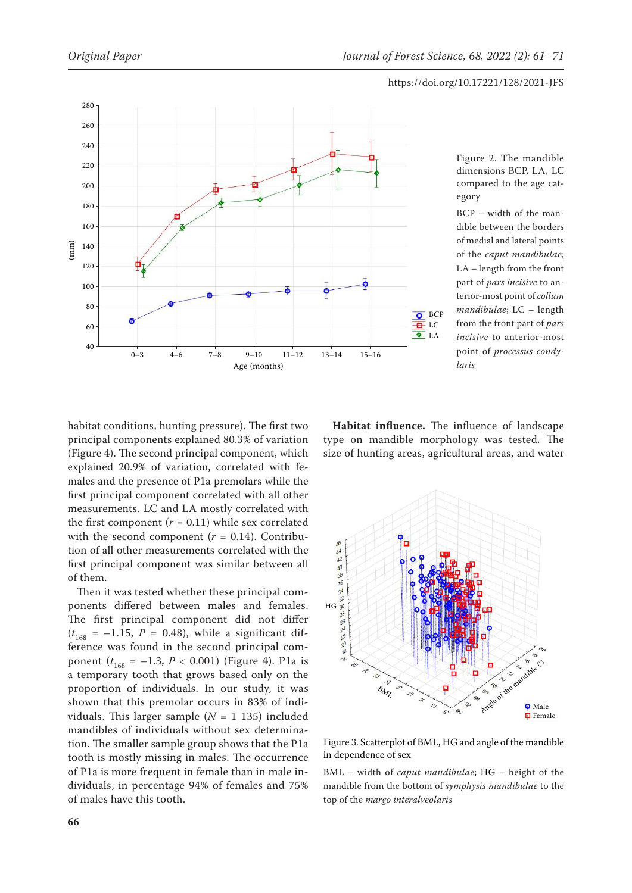Figure 2. The mandible dimensions BCP, LA, LC compared to the age category

BCP – width of the mandible between the borders of medial and lateral points of the *caput mandibulae*; LA – length from the front part of *pars incisive* to anterior-most point of *collum mandibulae*; LC – length from the front part of *pars incisive* to anterior-most point of *processus condylaris*

habitat conditions, hunting pressure). The first two principal components explained 80.3% of variation (Figure 4). The second principal component, which explained 20.9% of variation, correlated with females and the presence of P1a premolars while the first principal component correlated with all other measurements. LC and LA mostly correlated with the first component ($r$ = 0.11) while sex correlated with the second component ($r$ = 0.14). Contribution of all other measurements correlated with the first principal component was similar between all of them.

Then it was tested whether these principal components differed between males and females. The first principal component did not differ ($t_{168}$ = −1.15, $P$ = 0.48), while a significant difference was found in the second principal component ($t_{168}$ = −1.3, $P$ < 0.001) (Figure 4). P1a is a temporary tooth that grows based only on the proportion of individuals. In our study, it was shown that this premolar occurs in 83% of individuals. This larger sample ($N$ = 1 135) included mandibles of individuals without sex determination. The smaller sample group shows that the P1a tooth is mostly missing in males. The occurrence of P1a is more frequent in female than in male individuals, in percentage 94% of females and 75% of males have this tooth.

**Habitat influence.** The influence of landscape type on mandible morphology was tested. The size of hunting areas, agricultural areas, and water

Figure 3. Scatterplot of BML, HG and angle of the mandible in dependence of sex

BML – width of *caput mandibulae*; HG – height of the mandible from the bottom of *symphysis mandibulae* to the top of the *margo interalveolaris*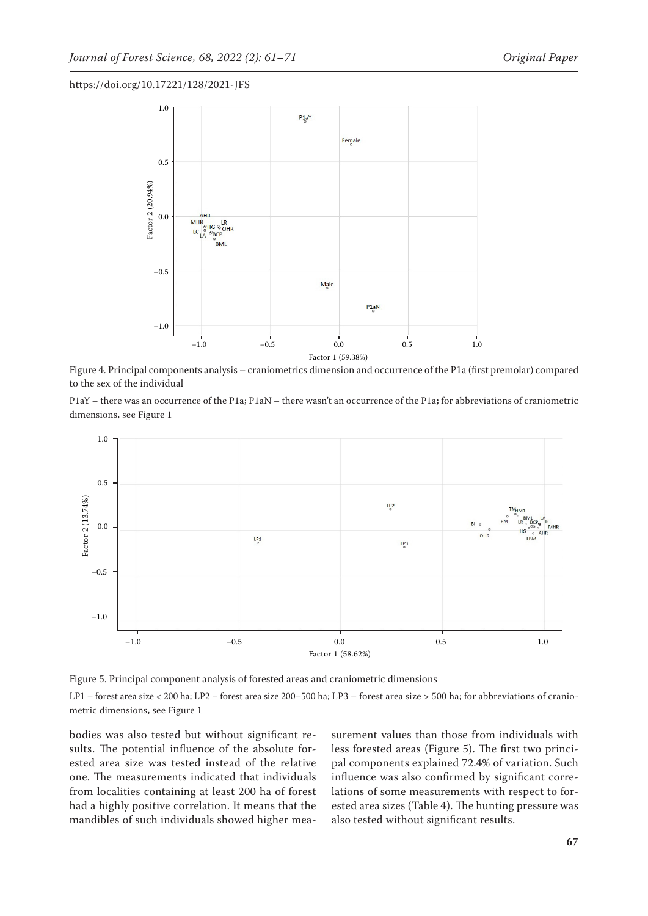Figure 4. Principal components analysis – craniometrics dimension and occurrence of the P1a (first premolar) compared to the sex of the individual

P1aY – there was an occurrence of the P1a; P1aN – there wasn't an occurrence of the P1a; for abbreviations of craniometric dimensions, see Figure 1

Figure 5. Principal component analysis of forested areas and craniometric dimensions

LP1 – forest area size < 200 ha; LP2 – forest area size 200–500 ha; LP3 – forest area size > 500 ha; for abbreviations of craniometric dimensions, see Figure 1

bodies was also tested but without significant results. The potential influence of the absolute forested area size was tested instead of the relative one. The measurements indicated that individuals from localities containing at least 200 ha of forest had a highly positive correlation. It means that the mandibles of such individuals showed higher measurement values than those from individuals with less forested areas (Figure 5). The first two principal components explained 72.4% of variation. Such influence was also confirmed by significant correlations of some measurements with respect to forested area sizes (Table 4). The hunting pressure was also tested without significant results.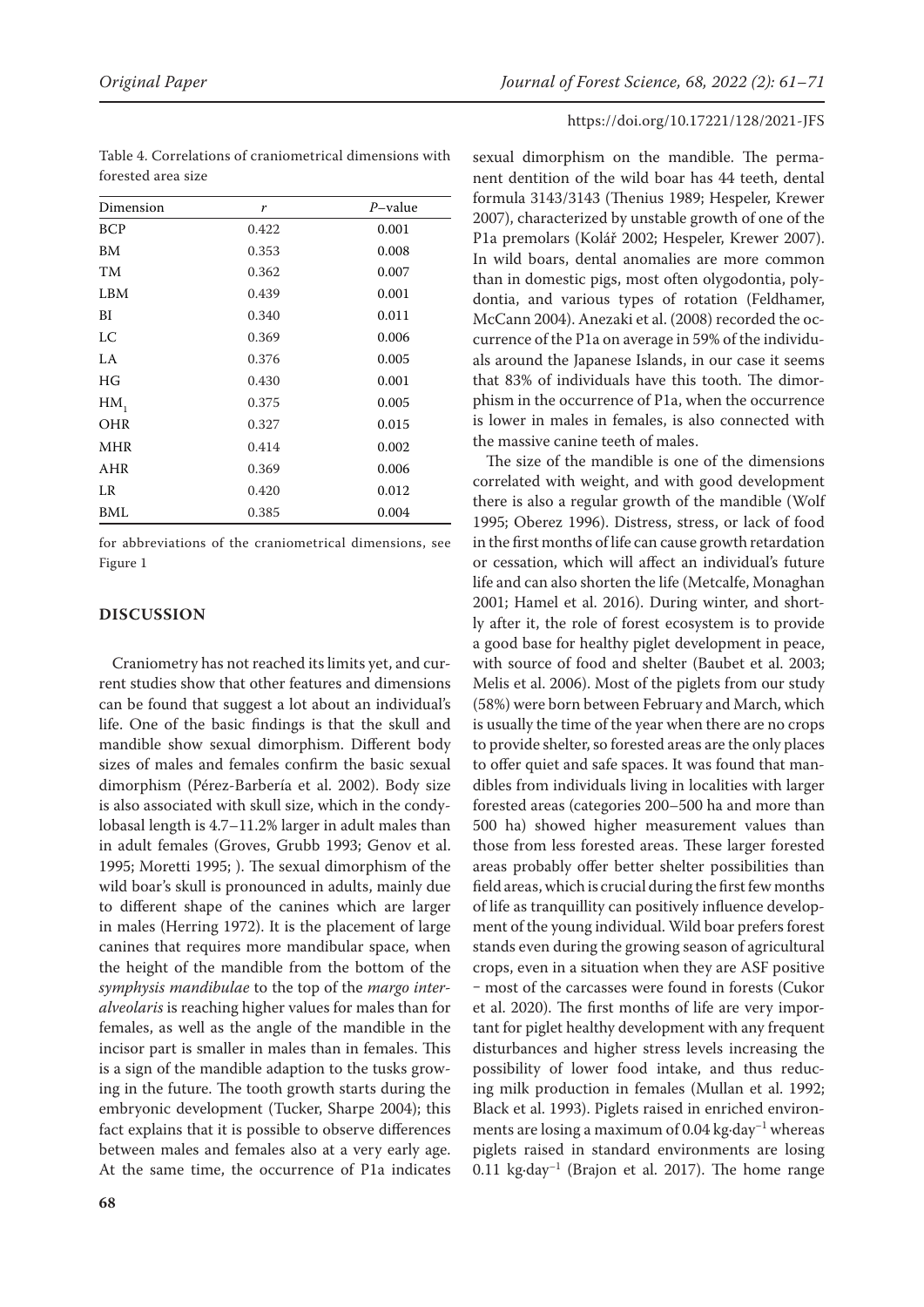Table 4. Correlations of craniometrical dimensions with forested area size

| Dimension | *r* | *P*–value |
|---|---|---|
| BCP | 0.422 | 0.001 |
| BM | 0.353 | 0.008 |
| TM | 0.362 | 0.007 |
| LBM | 0.439 | 0.001 |
| BI | 0.340 | 0.011 |
| LC | 0.369 | 0.006 |
| LA | 0.376 | 0.005 |
| HG | 0.430 | 0.001 |
| $HM_1$ | 0.375 | 0.005 |
| OHR | 0.327 | 0.015 |
| MHR | 0.414 | 0.002 |
| AHR | 0.369 | 0.006 |
| LR | 0.420 | 0.012 |
| BML | 0.385 | 0.004 |

for abbreviations of the craniometrical dimensions, see Figure 1

## DISCUSSION

Craniometry has not reached its limits yet, and current studies show that other features and dimensions can be found that suggest a lot about an individual's life. One of the basic findings is that the skull and mandible show sexual dimorphism. Different body sizes of males and females confirm the basic sexual dimorphism (Pérez-Barbería et al. 2002). Body size is also associated with skull size, which in the condylobasal length is 4.7–11.2% larger in adult males than in adult females (Groves, Grubb 1993; Genov et al. 1995; Moretti 1995; ). The sexual dimorphism of the wild boar's skull is pronounced in adults, mainly due to different shape of the canines which are larger in males (Herring 1972). It is the placement of large canines that requires more mandibular space, when the height of the mandible from the bottom of the *symphysis mandibulae* to the top of the *margo interalveolaris* is reaching higher values for males than for females, as well as the angle of the mandible in the incisor part is smaller in males than in females. This is a sign of the mandible adaption to the tusks growing in the future. The tooth growth starts during the embryonic development (Tucker, Sharpe 2004); this fact explains that it is possible to observe differences between males and females also at a very early age. At the same time, the occurrence of P1a indicates sexual dimorphism on the mandible. The permanent dentition of the wild boar has 44 teeth, dental formula 3143/3143 (Thenius 1989; Hespeler, Krewer 2007), characterized by unstable growth of one of the P1a premolars (Kolář 2002; Hespeler, Krewer 2007). In wild boars, dental anomalies are more common than in domestic pigs, most often olygodontia, polydontia, and various types of rotation (Feldhamer, McCann 2004). Anezaki et al. (2008) recorded the occurrence of the P1a on average in 59% of the individuals around the Japanese Islands, in our case it seems that 83% of individuals have this tooth. The dimorphism in the occurrence of P1a, when the occurrence is lower in males in females, is also connected with the massive canine teeth of males.

The size of the mandible is one of the dimensions correlated with weight, and with good development there is also a regular growth of the mandible (Wolf 1995; Oberez 1996). Distress, stress, or lack of food in the first months of life can cause growth retardation or cessation, which will affect an individual's future life and can also shorten the life (Metcalfe, Monaghan 2001; Hamel et al. 2016). During winter, and shortly after it, the role of forest ecosystem is to provide a good base for healthy piglet development in peace, with source of food and shelter (Baubet et al. 2003; Melis et al. 2006). Most of the piglets from our study (58%) were born between February and March, which is usually the time of the year when there are no crops to provide shelter, so forested areas are the only places to offer quiet and safe spaces. It was found that mandibles from individuals living in localities with larger forested areas (categories 200–500 ha and more than 500 ha) showed higher measurement values than those from less forested areas. These larger forested areas probably offer better shelter possibilities than field areas, which is crucial during the first few months of life as tranquillity can positively influence development of the young individual. Wild boar prefers forest stands even during the growing season of agricultural crops, even in a situation when they are ASF positive – most of the carcasses were found in forests (Cukor et al. 2020). The first months of life are very important for piglet healthy development with any frequent disturbances and higher stress levels increasing the possibility of lower food intake, and thus reducing milk production in females (Mullan et al. 1992; Black et al. 1993). Piglets raised in enriched environments are losing a maximum of 0.04 $kg \cdot day^{-1}$ whereas piglets raised in standard environments are losing 0.11 $kg \cdot day^{-1}$ (Brajon et al. 2017). The home range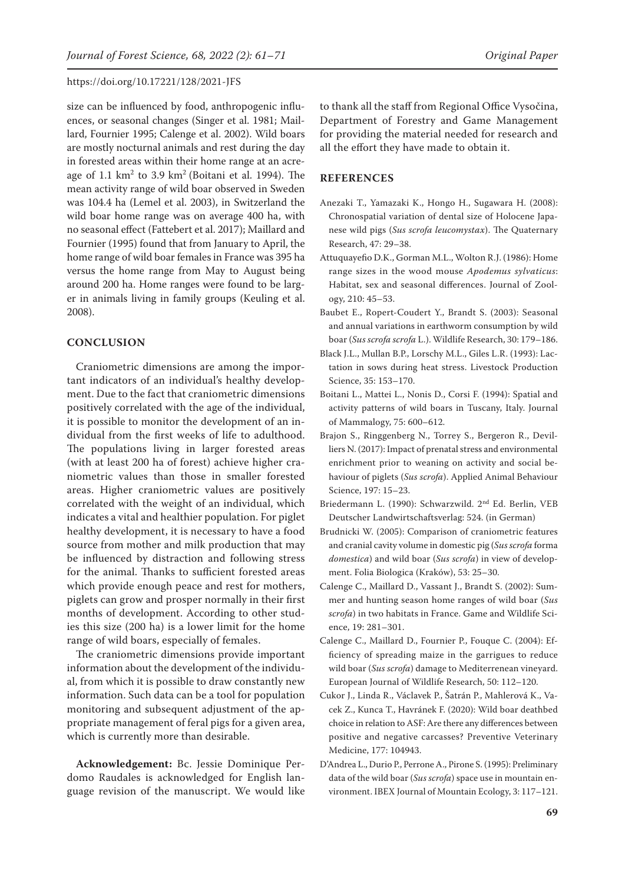size can be influenced by food, anthropogenic influences, or seasonal changes (Singer et al. 1981; Maillard, Fournier 1995; Calenge et al. 2002). Wild boars are mostly nocturnal animals and rest during the day in forested areas within their home range at an acreage of 1.1 $km^2$ to 3.9 $km^2$ (Boitani et al. 1994). The mean activity range of wild boar observed in Sweden was 104.4 ha (Lemel et al. 2003), in Switzerland the wild boar home range was on average 400 ha, with no seasonal effect (Fattebert et al. 2017); Maillard and Fournier (1995) found that from January to April, the home range of wild boar females in France was 395 ha versus the home range from May to August being around 200 ha. Home ranges were found to be larger in animals living in family groups (Keuling et al. 2008).

## CONCLUSION

Craniometric dimensions are among the important indicators of an individual's healthy development. Due to the fact that craniometric dimensions positively correlated with the age of the individual, it is possible to monitor the development of an individual from the first weeks of life to adulthood. The populations living in larger forested areas (with at least 200 ha of forest) achieve higher craniometric values than those in smaller forested areas. Higher craniometric values are positively correlated with the weight of an individual, which indicates a vital and healthier population. For piglet healthy development, it is necessary to have a food source from mother and milk production that may be influenced by distraction and following stress for the animal. Thanks to sufficient forested areas which provide enough peace and rest for mothers, piglets can grow and prosper normally in their first months of development. According to other studies this size (200 ha) is a lower limit for the home range of wild boars, especially of females.

The craniometric dimensions provide important information about the development of the individual, from which it is possible to draw constantly new information. Such data can be a tool for population monitoring and subsequent adjustment of the appropriate management of feral pigs for a given area, which is currently more than desirable.

**Acknowledgement:** Bc. Jessie Dominique Perdomo Raudales is acknowledged for English language revision of the manuscript. We would like to thank all the staff from Regional Office Vysočina, Department of Forestry and Game Management for providing the material needed for research and all the effort they have made to obtain it.

## REFERENCES

Anezaki T., Yamazaki K., Hongo H., Sugawara H. (2008): Chronospatial variation of dental size of Holocene Japanese wild pigs (*Sus scrofa leucomystax*). The Quaternary Research, 47: 29–38.

Attuquayefio D.K., Gorman M.L., Wolton R.J. (1986): Home range sizes in the wood mouse *Apodemus sylvaticus*: Habitat, sex and seasonal differences. Journal of Zoology, 210: 45–53.

Baubet E., Ropert-Coudert Y., Brandt S. (2003): Seasonal and annual variations in earthworm consumption by wild boar (*Sus scrofa scrofa* L.). Wildlife Research, 30: 179–186.

Black J.L., Mullan B.P., Lorschy M.L., Giles L.R. (1993): Lactation in sows during heat stress. Livestock Production Science, 35: 153–170.

Boitani L., Mattei L., Nonis D., Corsi F. (1994): Spatial and activity patterns of wild boars in Tuscany, Italy. Journal of Mammalogy, 75: 600–612.

Brajon S., Ringgenberg N., Torrey S., Bergeron R., Devilliers N. (2017): Impact of prenatal stress and environmental enrichment prior to weaning on activity and social behaviour of piglets (*Sus scrofa*). Applied Animal Behaviour Science, 197: 15–23.

Briedermann L. (1990): Schwarzwild. 2nd Ed. Berlin, VEB Deutscher Landwirtschaftsverlag: 524. (in German)

Brudnicki W. (2005): Comparison of craniometric features and cranial cavity volume in domestic pig (*Sus scrofa* forma *domestica*) and wild boar (*Sus scrofa*) in view of development. Folia Biologica (Kraków), 53: 25–30.

Calenge C., Maillard D., Vassant J., Brandt S. (2002): Summer and hunting season home ranges of wild boar (*Sus scrofa*) in two habitats in France. Game and Wildlife Science, 19: 281–301.

Calenge C., Maillard D., Fournier P., Fouque C. (2004): Efficiency of spreading maize in the garrigues to reduce wild boar (*Sus scrofa*) damage to Mediterrenean vineyard. European Journal of Wildlife Research, 50: 112–120.

Cukor J., Linda R., Václavek P., Šatrán P., Mahlerová K., Vacek Z., Kunca T., Havránek F. (2020): Wild boar deathbed choice in relation to ASF: Are there any differences between positive and negative carcasses? Preventive Veterinary Medicine, 177: 104943.

D'Andrea L., Durio P., Perrone A., Pirone S. (1995): Preliminary data of the wild boar (*Sus scrofa*) space use in mountain environment. IBEX Journal of Mountain Ecology, 3: 117–121.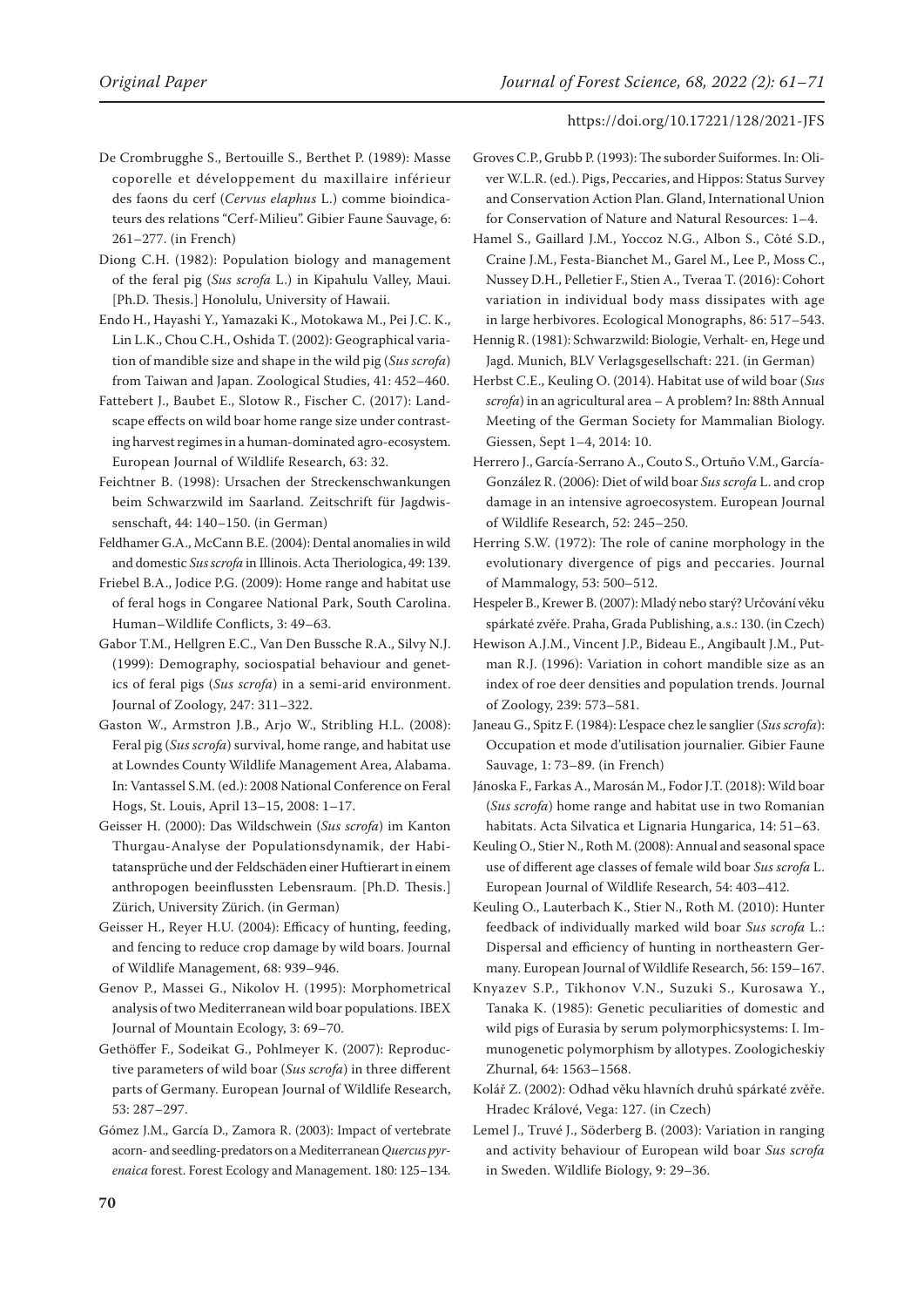De Crombrugghe S., Bertouille S., Berthet P. (1989): Masse coporelle et développement du maxillaire inférieur des faons du cerf (*Cervus elaphus* L.) comme bioindicateurs des relations "Cerf-Milieu". Gibier Faune Sauvage, 6: 261–277. (in French)

Diong C.H. (1982): Population biology and management of the feral pig (*Sus scrofa* L.) in Kipahulu Valley, Maui. [Ph.D. Thesis.] Honolulu, University of Hawaii.

Endo H., Hayashi Y., Yamazaki K., Motokawa M., Pei J.C. K., Lin L.K., Chou C.H., Oshida T. (2002): Geographical variation of mandible size and shape in the wild pig (*Sus scrofa*) from Taiwan and Japan. Zoological Studies, 41: 452–460.

Fattebert J., Baubet E., Slotow R., Fischer C. (2017): Landscape effects on wild boar home range size under contrasting harvest regimes in a human-dominated agro-ecosystem. European Journal of Wildlife Research, 63: 32.

Feichtner B. (1998): Ursachen der Streckenschwankungen beim Schwarzwild im Saarland. Zeitschrift für Jagdwissenschaft, 44: 140–150. (in German)

Feldhamer G.A., McCann B.E. (2004): Dental anomalies in wild and domestic *Sus scrofa* in Illinois. Acta Theriologica, 49: 139.

Friebel B.A., Jodice P.G. (2009): Home range and habitat use of feral hogs in Congaree National Park, South Carolina. Human–Wildlife Conflicts, 3: 49–63.

Gabor T.M., Hellgren E.C., Van Den Bussche R.A., Silvy N.J. (1999): Demography, sociospatial behaviour and genetics of feral pigs (*Sus scrofa*) in a semi-arid environment. Journal of Zoology, 247: 311–322.

Gaston W., Armstron J.B., Arjo W., Stribling H.L. (2008): Feral pig (*Sus scrofa*) survival, home range, and habitat use at Lowndes County Wildlife Management Area, Alabama. In: Vantassel S.M. (ed.): 2008 National Conference on Feral Hogs, St. Louis, April 13–15, 2008: 1–17.

Geisser H. (2000): Das Wildschwein (*Sus scrofa*) im Kanton Thurgau-Analyse der Populationsdynamik, der Habitatansprüche und der Feldschäden einer Huftierart in einem anthropogen beeinflussten Lebensraum. [Ph.D. Thesis.] Zürich, University Zürich. (in German)

Geisser H., Reyer H.U. (2004): Efficacy of hunting, feeding, and fencing to reduce crop damage by wild boars. Journal of Wildlife Management, 68: 939–946.

Genov P., Massei G., Nikolov H. (1995): Morphometrical analysis of two Mediterranean wild boar populations. IBEX Journal of Mountain Ecology, 3: 69–70.

Gethöffer F., Sodeikat G., Pohlmeyer K. (2007): Reproductive parameters of wild boar (*Sus scrofa*) in three different parts of Germany. European Journal of Wildlife Research, 53: 287–297.

Gómez J.M., García D., Zamora R. (2003): Impact of vertebrate acorn- and seedling-predators on a Mediterranean *Quercus pyrenaica* forest. Forest Ecology and Management. 180: 125–134.

Groves C.P., Grubb P. (1993): The suborder Suiformes. In: Oliver W.L.R. (ed.). Pigs, Peccaries, and Hippos: Status Survey and Conservation Action Plan. Gland, International Union for Conservation of Nature and Natural Resources: 1–4.

Hamel S., Gaillard J.M., Yoccoz N.G., Albon S., Côté S.D., Craine J.M., Festa-Bianchet M., Garel M., Lee P., Moss C., Nussey D.H., Pelletier F., Stien A., Tveraa T. (2016): Cohort variation in individual body mass dissipates with age in large herbivores. Ecological Monographs, 86: 517–543.

Hennig R. (1981): Schwarzwild: Biologie, Verhalt- en, Hege und Jagd. Munich, BLV Verlagsgesellschaft: 221. (in German)

Herbst C.E., Keuling O. (2014). Habitat use of wild boar (*Sus scrofa*) in an agricultural area – A problem? In: 88th Annual Meeting of the German Society for Mammalian Biology. Giessen, Sept 1–4, 2014: 10.

Herrero J., García-Serrano A., Couto S., Ortuño V.M., García-González R. (2006): Diet of wild boar *Sus scrofa* L. and crop damage in an intensive agroecosystem. European Journal of Wildlife Research, 52: 245–250.

Herring S.W. (1972): The role of canine morphology in the evolutionary divergence of pigs and peccaries. Journal of Mammalogy, 53: 500–512.

Hespeler B., Krewer B. (2007): Mladý nebo starý? Určování věku spárkaté zvěře. Praha, Grada Publishing, a.s.: 130. (in Czech)

Hewison A.J.M., Vincent J.P., Bideau E., Angibault J.M., Putman R.J. (1996): Variation in cohort mandible size as an index of roe deer densities and population trends. Journal of Zoology, 239: 573–581.

Janeau G., Spitz F. (1984): L'espace chez le sanglier (*Sus scrofa*): Occupation et mode d'utilisation journalier. Gibier Faune Sauvage, 1: 73–89. (in French)

Jánoska F., Farkas A., Marosán M., Fodor J.T. (2018): Wild boar (*Sus scrofa*) home range and habitat use in two Romanian habitats. Acta Silvatica et Lignaria Hungarica, 14: 51–63.

Keuling O., Stier N., Roth M. (2008): Annual and seasonal space use of different age classes of female wild boar *Sus scrofa* L. European Journal of Wildlife Research, 54: 403–412.

Keuling O., Lauterbach K., Stier N., Roth M. (2010): Hunter feedback of individually marked wild boar *Sus scrofa* L.: Dispersal and efficiency of hunting in northeastern Germany. European Journal of Wildlife Research, 56: 159–167.

Knyazev S.P., Tikhonov V.N., Suzuki S., Kurosawa Y., Tanaka K. (1985): Genetic peculiarities of domestic and wild pigs of Eurasia by serum polymorphicsystems: I. Immunogenetic polymorphism by allotypes. Zoologicheskiy Zhurnal, 64: 1563–1568.

Kolář Z. (2002): Odhad věku hlavních druhů spárkaté zvěře. Hradec Králové, Vega: 127. (in Czech)

Lemel J., Truvé J., Söderberg B. (2003): Variation in ranging and activity behaviour of European wild boar *Sus scrofa* in Sweden. Wildlife Biology, 9: 29–36.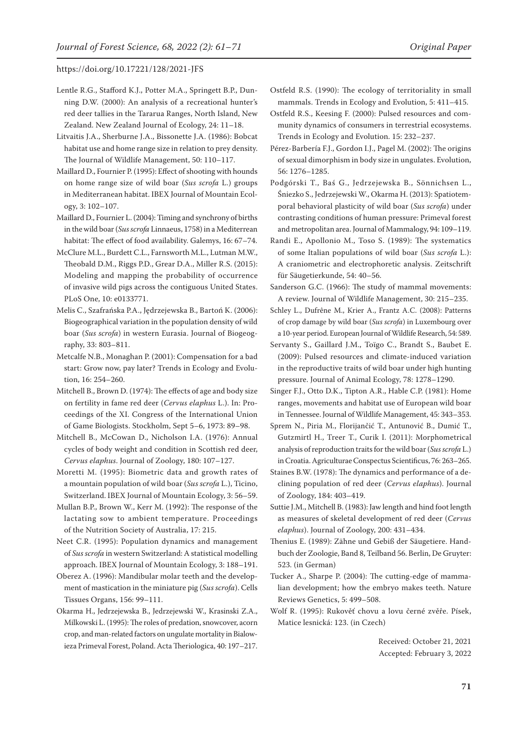Lentle R.G., Stafford K.J., Potter M.A., Springett B.P., Dunning D.W. (2000): An analysis of a recreational hunter's red deer tallies in the Tararua Ranges, North Island, New Zealand. New Zealand Journal of Ecology, 24: 11–18.

Litvaitis J.A., Sherburne J.A., Bissonette J.A. (1986): Bobcat habitat use and home range size in relation to prey density. The Journal of Wildlife Management, 50: 110–117.

Maillard D., Fournier P. (1995): Effect of shooting with hounds on home range size of wild boar (*Sus scrofa* L.) groups in Mediterranean habitat. IBEX Journal of Mountain Ecology, 3: 102–107.

Maillard D., Fournier L. (2004): Timing and synchrony of births in the wild boar (*Sus scrofa* Linnaeus, 1758) in a Mediterrean habitat: The effect of food availability. Galemys, 16: 67–74.

McClure M.L., Burdett C.L., Farnsworth M.L., Lutman M.W., Theobald D.M., Riggs P.D., Grear D.A., Miller R.S. (2015): Modeling and mapping the probability of occurrence of invasive wild pigs across the contiguous United States. PLoS One, 10: e0133771.

Melis C., Szafrańska P.A., Jędrzejewska B., Bartoń K. (2006): Biogeographical variation in the population density of wild boar (*Sus scrofa*) in western Eurasia. Journal of Biogeography, 33: 803–811.

Metcalfe N.B., Monaghan P. (2001): Compensation for a bad start: Grow now, pay later? Trends in Ecology and Evolution, 16: 254–260.

Mitchell B., Brown D. (1974): The effects of age and body size on fertility in fame red deer (*Cervus elaphus* L.). In: Proceedings of the XI. Congress of the International Union of Game Biologists. Stockholm, Sept 5–6, 1973: 89–98.

Mitchell B., McCowan D., Nicholson I.A. (1976): Annual cycles of body weight and condition in Scottish red deer, *Cervus elaphus*. Journal of Zoology, 180: 107–127.

Moretti M. (1995): Biometric data and growth rates of a mountain population of wild boar (*Sus scrofa* L.), Ticino, Switzerland. IBEX Journal of Mountain Ecology, 3: 56–59.

Mullan B.P., Brown W., Kerr M. (1992): The response of the lactating sow to ambient temperature. Proceedings of the Nutrition Society of Australia, 17: 215.

Neet C.R. (1995): Population dynamics and management of *Sus scrofa* in western Switzerland: A statistical modelling approach. IBEX Journal of Mountain Ecology, 3: 188–191.

Oberez A. (1996): Mandibular molar teeth and the development of mastication in the miniature pig (*Sus scrofa*). Cells Tissues Organs, 156: 99–111.

Okarma H., Jedrzejewska B., Jedrzejewski W., Krasinski Z.A., Milkowski L. (1995): The roles of predation, snowcover, acorn crop, and man-related factors on ungulate mortality in Bialowieza Primeval Forest, Poland. Acta Theriologica, 40: 197–217.

Ostfeld R.S. (1990): The ecology of territoriality in small mammals. Trends in Ecology and Evolution, 5: 411–415.

Ostfeld R.S., Keesing F. (2000): Pulsed resources and community dynamics of consumers in terrestrial ecosystems. Trends in Ecology and Evolution. 15: 232–237.

Pérez-Barbería F.J., Gordon I.J., Pagel M. (2002): The origins of sexual dimorphism in body size in ungulates. Evolution, 56: 1276–1285.

Podgórski T., Baś G., Jedrzejewska B., Sönnichsen L., Śniezko S., Jedrzejewski W., Okarma H. (2013): Spatiotemporal behavioral plasticity of wild boar (*Sus scrofa*) under contrasting conditions of human pressure: Primeval forest and metropolitan area. Journal of Mammalogy, 94: 109–119.

Randi E., Apollonio M., Toso S. (1989): The systematics of some Italian populations of wild boar (*Sus scrofa* L.): A craniometric and electrophoretic analysis. Zeitschrift für Säugetierkunde, 54: 40–56.

Sanderson G.C. (1966): The study of mammal movements: A review. Journal of Wildlife Management, 30: 215–235.

Schley L., Dufrêne M., Krier A., Frantz A.C. (2008): Patterns of crop damage by wild boar (*Sus scrofa*) in Luxembourg over a 10-year period. European Journal of Wildlife Research, 54: 589.

Servanty S., Gaillard J.M., Toïgo C., Brandt S., Baubet E. (2009): Pulsed resources and climate-induced variation in the reproductive traits of wild boar under high hunting pressure. Journal of Animal Ecology, 78: 1278–1290.

Singer F.J., Otto D.K., Tipton A.R., Hable C.P. (1981): Home ranges, movements and habitat use of European wild boar in Tennessee. Journal of Wildlife Management, 45: 343–353.

Sprem N., Piria M., Florijančić T., Antunović B., Dumić T., Gutzmirtl H., Treer T., Curik I. (2011): Morphometrical analysis of reproduction traits for the wild boar (*Sus scrofa* L.) in Croatia. Agriculturae Conspectus Scientificus, 76: 263–265.

Staines B.W. (1978): The dynamics and performance of a declining population of red deer (*Cervus elaphus*). Journal of Zoology, 184: 403–419.

Suttie J.M., Mitchell B. (1983): Jaw length and hind foot length as measures of skeletal development of red deer (*Cervus elaphus*). Journal of Zoology, 200: 431–434.

Thenius E. (1989): Zähne und Gebiß der Säugetiere. Handbuch der Zoologie, Band 8, Teilband 56. Berlin, De Gruyter: 523. (in German)

Tucker A., Sharpe P. (2004): The cutting-edge of mammalian development; how the embryo makes teeth. Nature Reviews Genetics, 5: 499–508.

Wolf R. (1995): Rukověť chovu a lovu černé zvěře. Písek, Matice lesnická: 123. (in Czech)

Received: October 21, 2021
Accepted: February 3, 2022